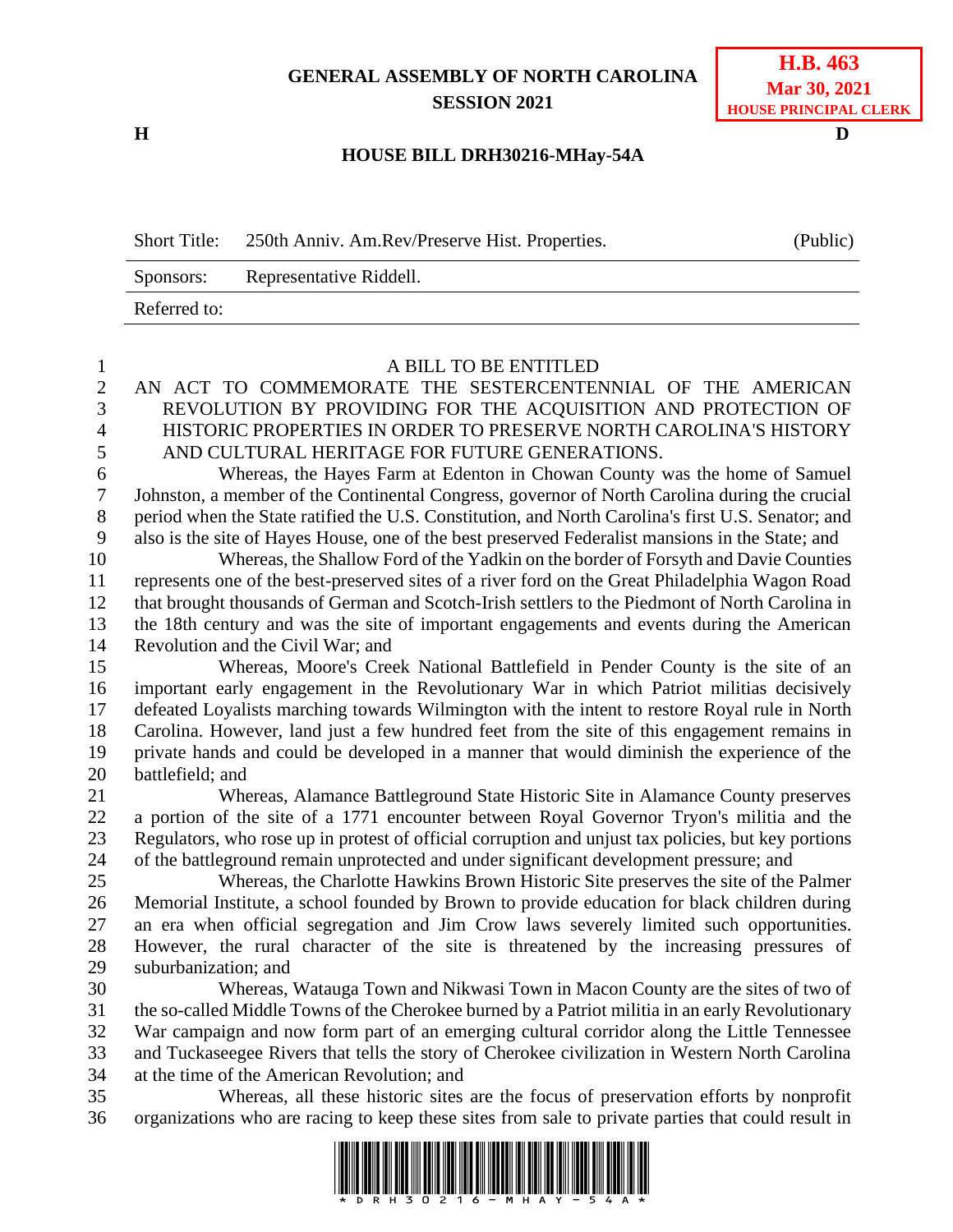**GENERAL ASSEMBLY OF NORTH CAROLINA**
**SESSION 2021**

**H.B. 463**
**Mar 30, 2021**
**HOUSE PRINCIPAL CLERK**

**H** **D**

**HOUSE BILL DRH30216-MHay-54A**

| Short Title: | 250th Anniv. Am.Rev/Preserve Hist. Properties. | (Public) |
|---|---|---|
| Sponsors: | Representative Riddell. | |
| Referred to: | | |

A BILL TO BE ENTITLED

AN ACT TO COMMEMORATE THE SESTERCENTENNIAL OF THE AMERICAN REVOLUTION BY PROVIDING FOR THE ACQUISITION AND PROTECTION OF HISTORIC PROPERTIES IN ORDER TO PRESERVE NORTH CAROLINA'S HISTORY AND CULTURAL HERITAGE FOR FUTURE GENERATIONS.

Whereas, the Hayes Farm at Edenton in Chowan County was the home of Samuel Johnston, a member of the Continental Congress, governor of North Carolina during the crucial period when the State ratified the U.S. Constitution, and North Carolina's first U.S. Senator; and also is the site of Hayes House, one of the best preserved Federalist mansions in the State; and

Whereas, the Shallow Ford of the Yadkin on the border of Forsyth and Davie Counties represents one of the best-preserved sites of a river ford on the Great Philadelphia Wagon Road that brought thousands of German and Scotch-Irish settlers to the Piedmont of North Carolina in the 18th century and was the site of important engagements and events during the American Revolution and the Civil War; and

Whereas, Moore's Creek National Battlefield in Pender County is the site of an important early engagement in the Revolutionary War in which Patriot militias decisively defeated Loyalists marching towards Wilmington with the intent to restore Royal rule in North Carolina. However, land just a few hundred feet from the site of this engagement remains in private hands and could be developed in a manner that would diminish the experience of the battlefield; and

Whereas, Alamance Battleground State Historic Site in Alamance County preserves a portion of the site of a 1771 encounter between Royal Governor Tryon's militia and the Regulators, who rose up in protest of official corruption and unjust tax policies, but key portions of the battleground remain unprotected and under significant development pressure; and

Whereas, the Charlotte Hawkins Brown Historic Site preserves the site of the Palmer Memorial Institute, a school founded by Brown to provide education for black children during an era when official segregation and Jim Crow laws severely limited such opportunities. However, the rural character of the site is threatened by the increasing pressures of suburbanization; and

Whereas, Watauga Town and Nikwasi Town in Macon County are the sites of two of the so-called Middle Towns of the Cherokee burned by a Patriot militia in an early Revolutionary War campaign and now form part of an emerging cultural corridor along the Little Tennessee and Tuckaseegee Rivers that tells the story of Cherokee civilization in Western North Carolina at the time of the American Revolution; and

Whereas, all these historic sites are the focus of preservation efforts by nonprofit organizations who are racing to keep these sites from sale to private parties that could result in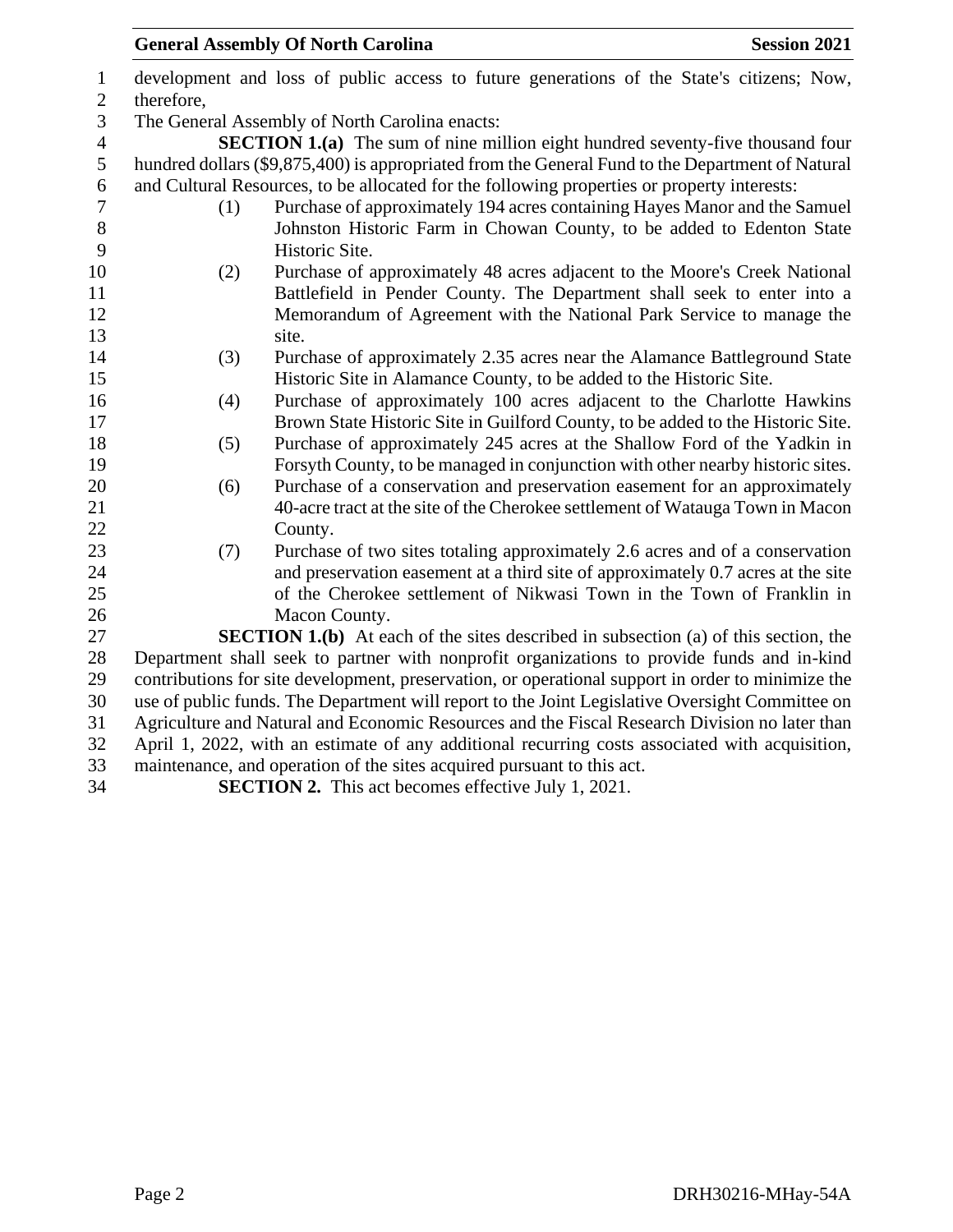development and loss of public access to future generations of the State's citizens; Now, therefore,

The General Assembly of North Carolina enacts:

**SECTION 1.(a)** The sum of nine million eight hundred seventy-five thousand four hundred dollars ($9,875,400) is appropriated from the General Fund to the Department of Natural and Cultural Resources, to be allocated for the following properties or property interests:

(1) Purchase of approximately 194 acres containing Hayes Manor and the Samuel Johnston Historic Farm in Chowan County, to be added to Edenton State Historic Site.

(2) Purchase of approximately 48 acres adjacent to the Moore's Creek National Battlefield in Pender County. The Department shall seek to enter into a Memorandum of Agreement with the National Park Service to manage the site.

(3) Purchase of approximately 2.35 acres near the Alamance Battleground State Historic Site in Alamance County, to be added to the Historic Site.

(4) Purchase of approximately 100 acres adjacent to the Charlotte Hawkins Brown State Historic Site in Guilford County, to be added to the Historic Site.

(5) Purchase of approximately 245 acres at the Shallow Ford of the Yadkin in Forsyth County, to be managed in conjunction with other nearby historic sites.

(6) Purchase of a conservation and preservation easement for an approximately 40-acre tract at the site of the Cherokee settlement of Watauga Town in Macon County.

(7) Purchase of two sites totaling approximately 2.6 acres and of a conservation and preservation easement at a third site of approximately 0.7 acres at the site of the Cherokee settlement of Nikwasi Town in the Town of Franklin in Macon County.

**SECTION 1.(b)** At each of the sites described in subsection (a) of this section, the Department shall seek to partner with nonprofit organizations to provide funds and in-kind contributions for site development, preservation, or operational support in order to minimize the use of public funds. The Department will report to the Joint Legislative Oversight Committee on Agriculture and Natural and Economic Resources and the Fiscal Research Division no later than April 1, 2022, with an estimate of any additional recurring costs associated with acquisition, maintenance, and operation of the sites acquired pursuant to this act.

**SECTION 2.** This act becomes effective July 1, 2021.